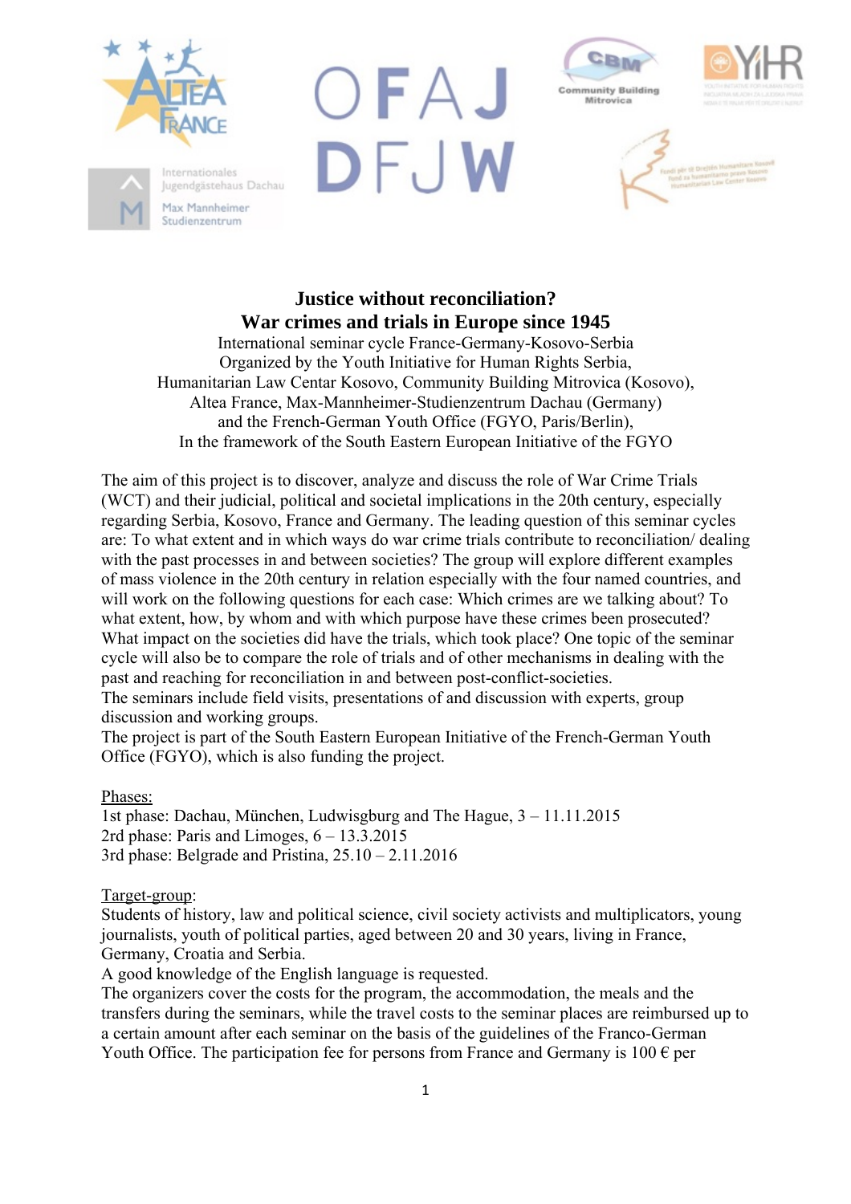# Justice without reconciliation?
## War crimes and trials in Europe since 1945

International seminar cycle France-Germany-Kosovo-Serbia
Organized by the Youth Initiative for Human Rights Serbia,
Humanitarian Law Centar Kosovo, Community Building Mitrovica (Kosovo),
Altea France, Max-Mannheimer-Studienzentrum Dachau (Germany)
and the French-German Youth Office (FGYO, Paris/Berlin),
In the framework of the South Eastern European Initiative of the FGYO

The aim of this project is to discover, analyze and discuss the role of War Crime Trials (WCT) and their judicial, political and societal implications in the 20th century, especially regarding Serbia, Kosovo, France and Germany. The leading question of this seminar cycles are: To what extent and in which ways do war crime trials contribute to reconciliation/ dealing with the past processes in and between societies? The group will explore different examples of mass violence in the 20th century in relation especially with the four named countries, and will work on the following questions for each case: Which crimes are we talking about? To what extent, how, by whom and with which purpose have these crimes been prosecuted? What impact on the societies did have the trials, which took place? One topic of the seminar cycle will also be to compare the role of trials and of other mechanisms in dealing with the past and reaching for reconciliation in and between post-conflict-societies.
The seminars include field visits, presentations of and discussion with experts, group discussion and working groups.
The project is part of the South Eastern European Initiative of the French-German Youth Office (FGYO), which is also funding the project.

Phases:
1st phase: Dachau, München, Ludwisgburg and The Hague, 3 – 11.11.2015
2rd phase: Paris and Limoges, 6 – 13.3.2015
3rd phase: Belgrade and Pristina, 25.10 – 2.11.2016

Target-group:
Students of history, law and political science, civil society activists and multiplicators, young journalists, youth of political parties, aged between 20 and 30 years, living in France, Germany, Croatia and Serbia.
A good knowledge of the English language is requested.
The organizers cover the costs for the program, the accommodation, the meals and the transfers during the seminars, while the travel costs to the seminar places are reimbursed up to a certain amount after each seminar on the basis of the guidelines of the Franco-German Youth Office. The participation fee for persons from France and Germany is 100 € per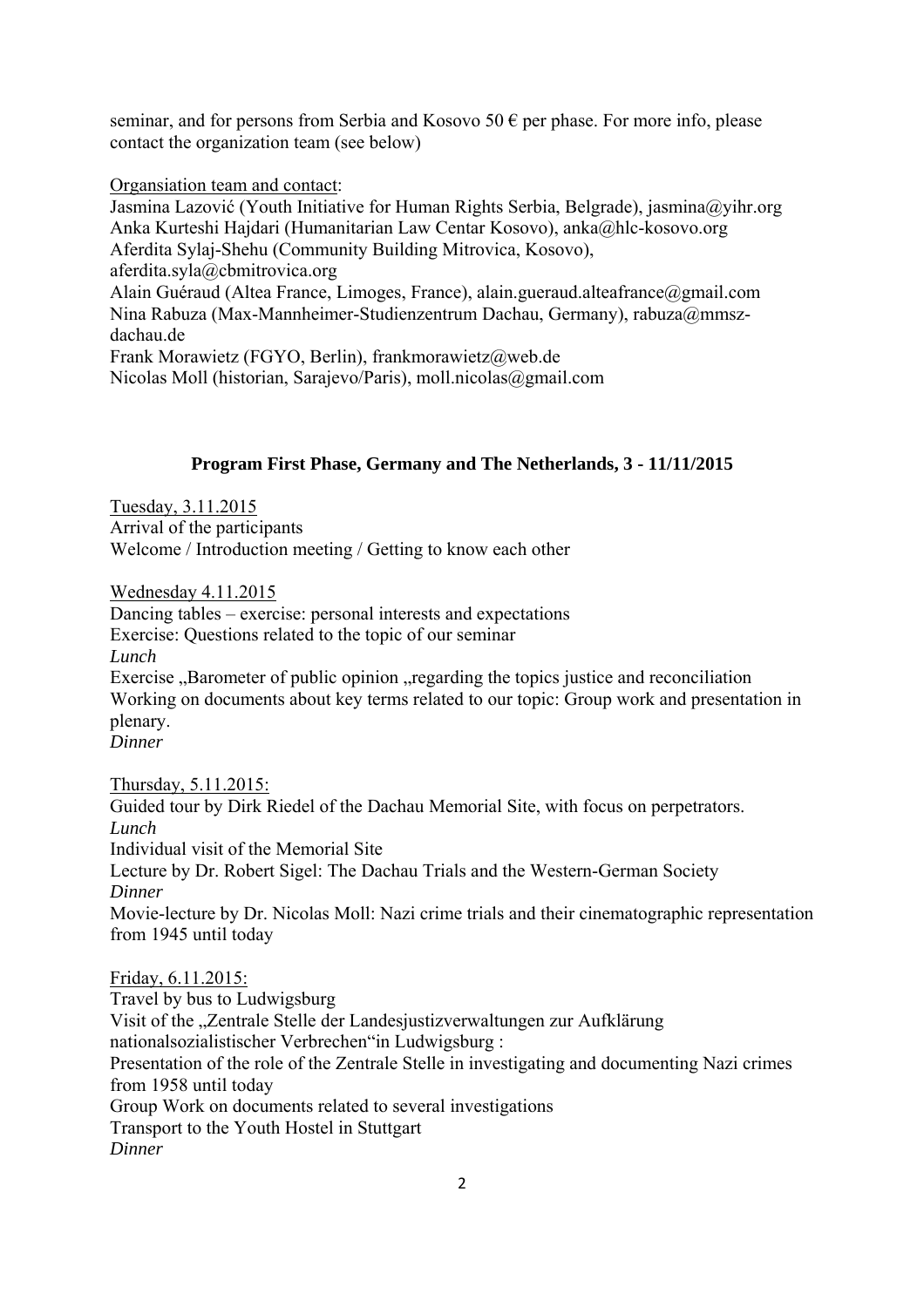seminar, and for persons from Serbia and Kosovo 50 € per phase. For more info, please contact the organization team (see below)

Organsiation team and contact:
Jasmina Lazović (Youth Initiative for Human Rights Serbia, Belgrade), jasmina@yihr.org
Anka Kurteshi Hajdari (Humanitarian Law Centar Kosovo), anka@hlc-kosovo.org
Aferdita Sylaj-Shehu (Community Building Mitrovica, Kosovo), aferdita.syla@cbmitrovica.org
Alain Guéraud (Altea France, Limoges, France), alain.gueraud.alteafrance@gmail.com
Nina Rabuza (Max-Mannheimer-Studienzentrum Dachau, Germany), rabuza@mmsz-dachau.de
Frank Morawietz (FGYO, Berlin), frankmorawietz@web.de
Nicolas Moll (historian, Sarajevo/Paris), moll.nicolas@gmail.com

## Program First Phase, Germany and The Netherlands, 3 - 11/11/2015

Tuesday, 3.11.2015
Arrival of the participants
Welcome / Introduction meeting / Getting to know each other

Wednesday 4.11.2015
Dancing tables – exercise: personal interests and expectations
Exercise: Questions related to the topic of our seminar
*Lunch*
Exercise „Barometer of public opinion „regarding the topics justice and reconciliation
Working on documents about key terms related to our topic: Group work and presentation in plenary.
*Dinner*

Thursday, 5.11.2015:
Guided tour by Dirk Riedel of the Dachau Memorial Site, with focus on perpetrators.
*Lunch*
Individual visit of the Memorial Site
Lecture by Dr. Robert Sigel: The Dachau Trials and the Western-German Society
*Dinner*
Movie-lecture by Dr. Nicolas Moll: Nazi crime trials and their cinematographic representation from 1945 until today

Friday, 6.11.2015:
Travel by bus to Ludwigsburg
Visit of the „Zentrale Stelle der Landesjustizverwaltungen zur Aufklärung nationalsozialistischer Verbrechen"in Ludwigsburg :
Presentation of the role of the Zentrale Stelle in investigating and documenting Nazi crimes from 1958 until today
Group Work on documents related to several investigations
Transport to the Youth Hostel in Stuttgart
*Dinner*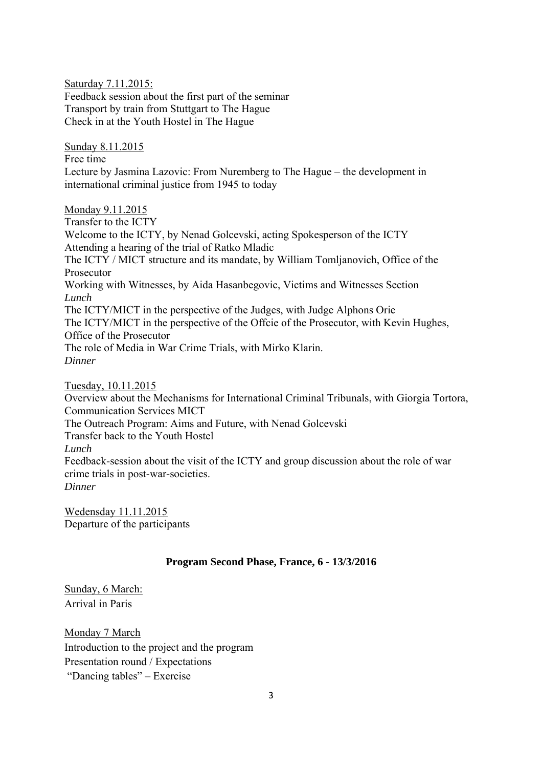Saturday 7.11.2015:
Feedback session about the first part of the seminar
Transport by train from Stuttgart to The Hague
Check in at the Youth Hostel in The Hague

Sunday 8.11.2015
Free time
Lecture by Jasmina Lazovic: From Nuremberg to The Hague – the development in international criminal justice from 1945 to today

Monday 9.11.2015
Transfer to the ICTY
Welcome to the ICTY, by Nenad Golcevski, acting Spokesperson of the ICTY
Attending a hearing of the trial of Ratko Mladic
The ICTY / MICT structure and its mandate, by William Tomljanovich, Office of the Prosecutor
Working with Witnesses, by Aida Hasanbegovic, Victims and Witnesses Section
*Lunch*
The ICTY/MICT in the perspective of the Judges, with Judge Alphons Orie
The ICTY/MICT in the perspective of the Offcie of the Prosecutor, with Kevin Hughes, Office of the Prosecutor
The role of Media in War Crime Trials, with Mirko Klarin.
*Dinner*

Tuesday, 10.11.2015
Overview about the Mechanisms for International Criminal Tribunals, with Giorgia Tortora, Communication Services MICT
The Outreach Program: Aims and Future, with Nenad Golcevski
Transfer back to the Youth Hostel
*Lunch*
Feedback-session about the visit of the ICTY and group discussion about the role of war crime trials in post-war-societies.
*Dinner*

Wedensday 11.11.2015
Departure of the participants

**Program Second Phase, France, 6 - 13/3/2016**

Sunday, 6 March:
Arrival in Paris

Monday 7 March
Introduction to the project and the program
Presentation round / Expectations
"Dancing tables" – Exercise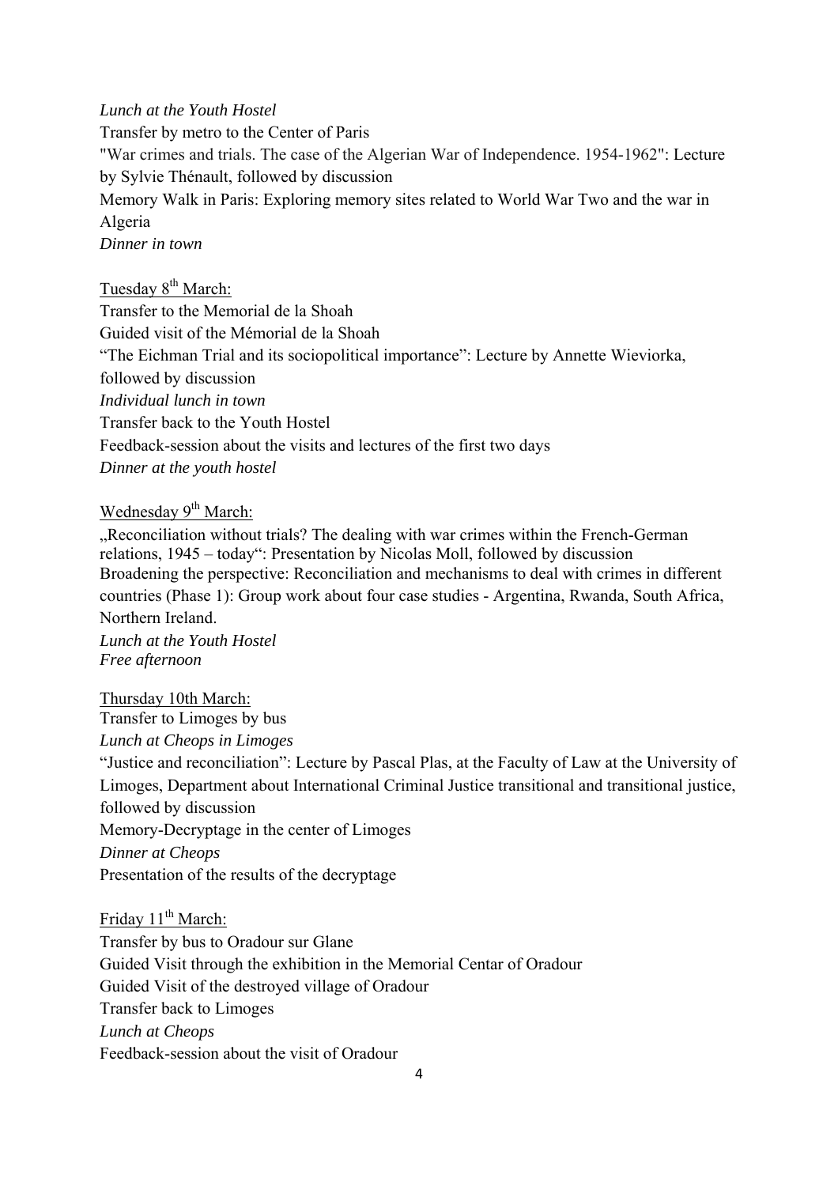*Lunch at the Youth Hostel*

Transfer by metro to the Center of Paris

"War crimes and trials. The case of the Algerian War of Independence. 1954-1962": Lecture by Sylvie Thénault, followed by discussion

Memory Walk in Paris: Exploring memory sites related to World War Two and the war in Algeria

*Dinner in town*

Tuesday 8th March:

Transfer to the Memorial de la Shoah

Guided visit of the Mémorial de la Shoah

"The Eichman Trial and its sociopolitical importance": Lecture by Annette Wieviorka, followed by discussion

*Individual lunch in town*

Transfer back to the Youth Hostel

Feedback-session about the visits and lectures of the first two days

*Dinner at the youth hostel*

Wednesday 9th March:

„Reconciliation without trials? The dealing with war crimes within the French-German relations, 1945 – today": Presentation by Nicolas Moll, followed by discussion

Broadening the perspective: Reconciliation and mechanisms to deal with crimes in different countries (Phase 1): Group work about four case studies - Argentina, Rwanda, South Africa, Northern Ireland.

*Lunch at the Youth Hostel*

*Free afternoon*

Thursday 10th March:

Transfer to Limoges by bus

*Lunch at Cheops in Limoges*

"Justice and reconciliation": Lecture by Pascal Plas, at the Faculty of Law at the University of Limoges, Department about International Criminal Justice transitional and transitional justice, followed by discussion

Memory-Decryptage in the center of Limoges

*Dinner at Cheops*

Presentation of the results of the decryptage

Friday 11th March:

Transfer by bus to Oradour sur Glane

Guided Visit through the exhibition in the Memorial Centar of Oradour

Guided Visit of the destroyed village of Oradour

Transfer back to Limoges

*Lunch at Cheops*

Feedback-session about the visit of Oradour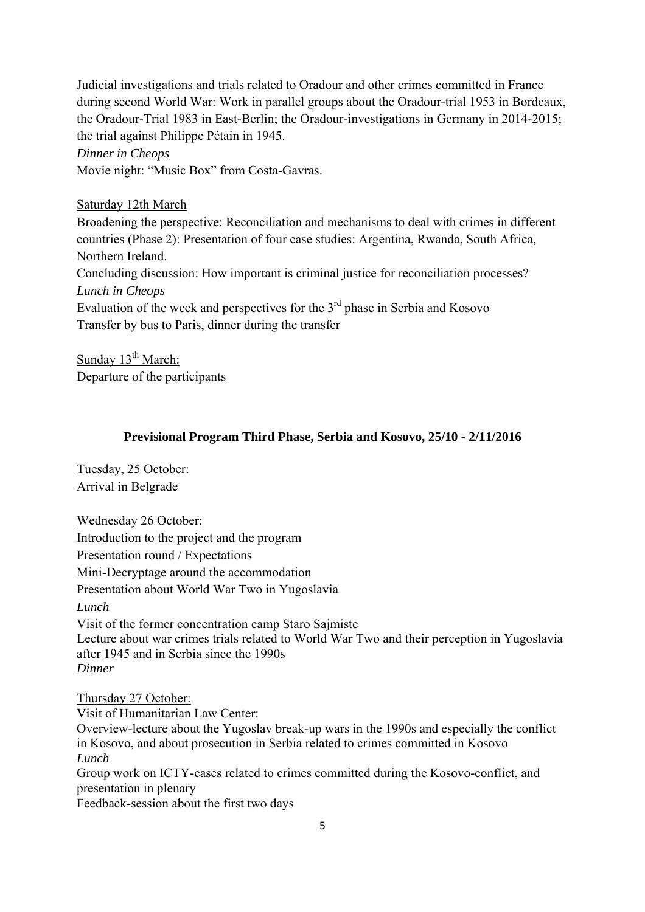Judicial investigations and trials related to Oradour and other crimes committed in France during second World War: Work in parallel groups about the Oradour-trial 1953 in Bordeaux, the Oradour-Trial 1983 in East-Berlin; the Oradour-investigations in Germany in 2014-2015; the trial against Philippe Pétain in 1945.

*Dinner in Cheops*

Movie night: "Music Box" from Costa-Gavras.

<u>Saturday 12th March</u>

Broadening the perspective: Reconciliation and mechanisms to deal with crimes in different countries (Phase 2): Presentation of four case studies: Argentina, Rwanda, South Africa, Northern Ireland.

Concluding discussion: How important is criminal justice for reconciliation processes?

*Lunch in Cheops*

Evaluation of the week and perspectives for the 3rd phase in Serbia and Kosovo

Transfer by bus to Paris, dinner during the transfer

<u>Sunday 13th March:</u>

Departure of the participants

## Previsional Program Third Phase, Serbia and Kosovo, 25/10 - 2/11/2016

<u>Tuesday, 25 October:</u>

Arrival in Belgrade

<u>Wednesday 26 October:</u>

Introduction to the project and the program

Presentation round / Expectations

Mini-Decryptage around the accommodation

Presentation about World War Two in Yugoslavia

*Lunch*

Visit of the former concentration camp Staro Sajmiste

Lecture about war crimes trials related to World War Two and their perception in Yugoslavia after 1945 and in Serbia since the 1990s

*Dinner*

<u>Thursday 27 October:</u>

Visit of Humanitarian Law Center:

Overview-lecture about the Yugoslav break-up wars in the 1990s and especially the conflict in Kosovo, and about prosecution in Serbia related to crimes committed in Kosovo

*Lunch*

Group work on ICTY-cases related to crimes committed during the Kosovo-conflict, and presentation in plenary

Feedback-session about the first two days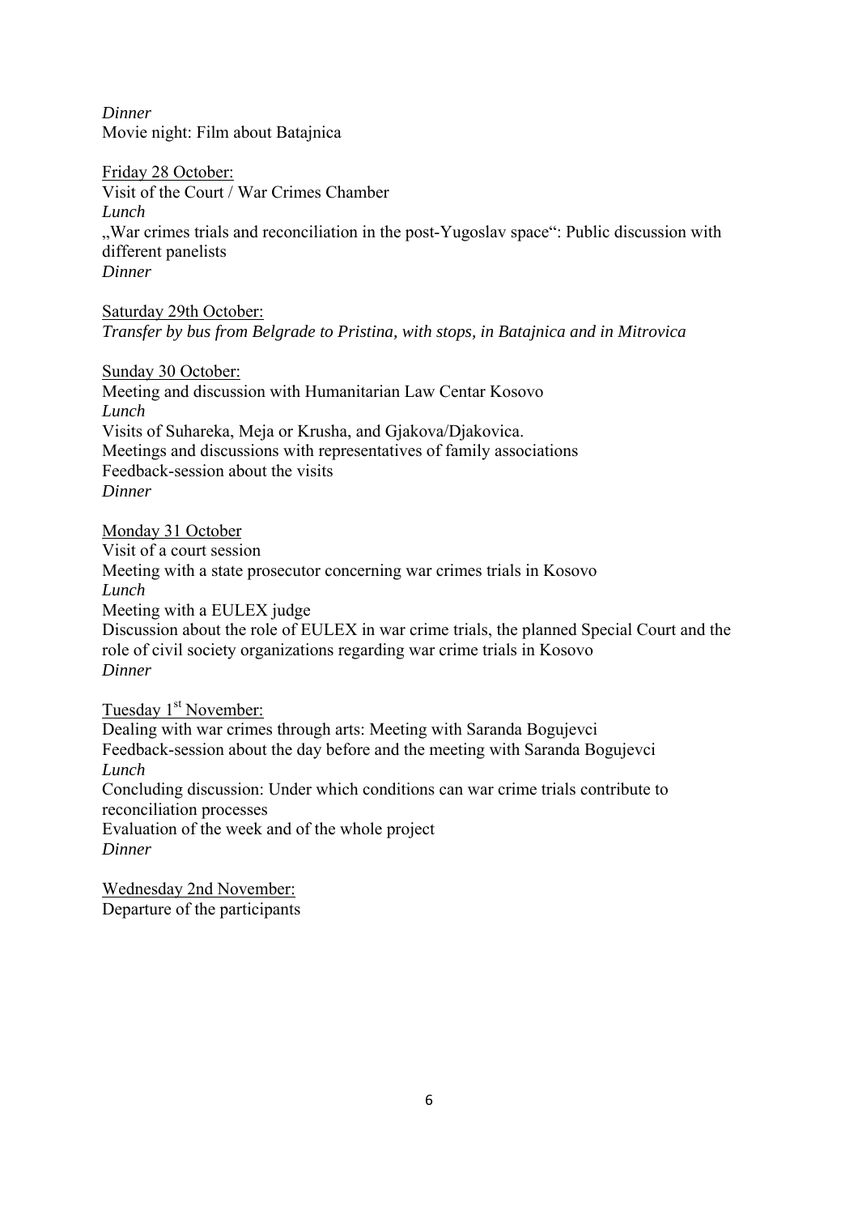*Dinner*
Movie night: Film about Batajnica

Friday 28 October:
Visit of the Court / War Crimes Chamber
*Lunch*
„War crimes trials and reconciliation in the post-Yugoslav space": Public discussion with different panelists
*Dinner*

Saturday 29th October:
*Transfer by bus from Belgrade to Pristina, with stops, in Batajnica and in Mitrovica*

Sunday 30 October:
Meeting and discussion with Humanitarian Law Centar Kosovo
*Lunch*
Visits of Suhareka, Meja or Krusha, and Gjakova/Djakovica.
Meetings and discussions with representatives of family associations
Feedback-session about the visits
*Dinner*

Monday 31 October
Visit of a court session
Meeting with a state prosecutor concerning war crimes trials in Kosovo
*Lunch*
Meeting with a EULEX judge
Discussion about the role of EULEX in war crime trials, the planned Special Court and the role of civil society organizations regarding war crime trials in Kosovo
*Dinner*

Tuesday 1st November:
Dealing with war crimes through arts: Meeting with Saranda Bogujevci
Feedback-session about the day before and the meeting with Saranda Bogujevci
*Lunch*
Concluding discussion: Under which conditions can war crime trials contribute to reconciliation processes
Evaluation of the week and of the whole project
*Dinner*

Wednesday 2nd November:
Departure of the participants